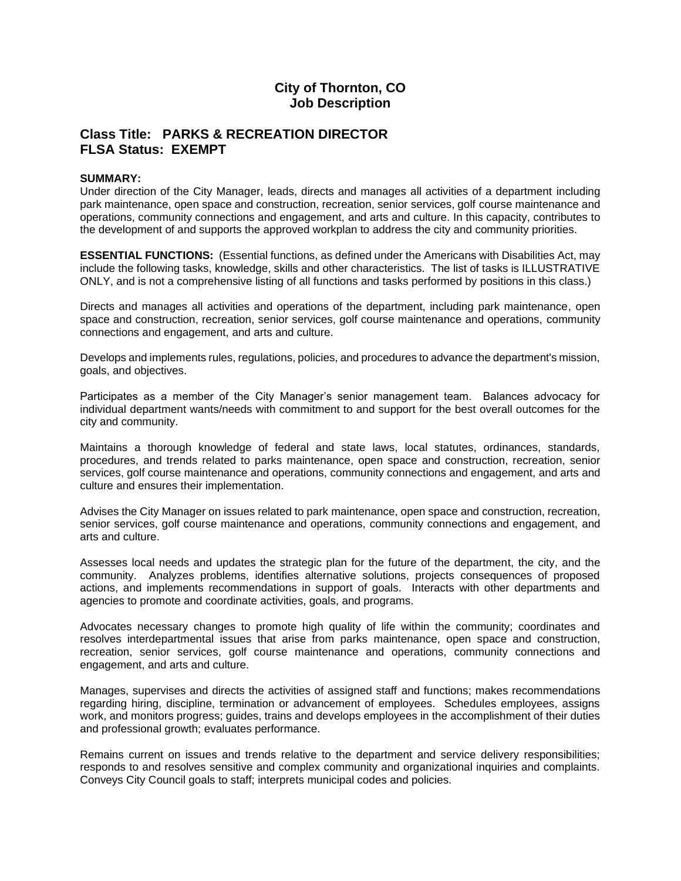# City of Thornton, CO
# Job Description

## Class Title: PARKS & RECREATION DIRECTOR
## FLSA Status: EXEMPT

**SUMMARY:**
Under direction of the City Manager, leads, directs and manages all activities of a department including park maintenance, open space and construction, recreation, senior services, golf course maintenance and operations, community connections and engagement, and arts and culture. In this capacity, contributes to the development of and supports the approved workplan to address the city and community priorities.

**ESSENTIAL FUNCTIONS:** (Essential functions, as defined under the Americans with Disabilities Act, may include the following tasks, knowledge, skills and other characteristics. The list of tasks is ILLUSTRATIVE ONLY, and is not a comprehensive listing of all functions and tasks performed by positions in this class.)

Directs and manages all activities and operations of the department, including park maintenance, open space and construction, recreation, senior services, golf course maintenance and operations, community connections and engagement, and arts and culture.

Develops and implements rules, regulations, policies, and procedures to advance the department's mission, goals, and objectives.

Participates as a member of the City Manager's senior management team. Balances advocacy for individual department wants/needs with commitment to and support for the best overall outcomes for the city and community.

Maintains a thorough knowledge of federal and state laws, local statutes, ordinances, standards, procedures, and trends related to parks maintenance, open space and construction, recreation, senior services, golf course maintenance and operations, community connections and engagement, and arts and culture and ensures their implementation.

Advises the City Manager on issues related to park maintenance, open space and construction, recreation, senior services, golf course maintenance and operations, community connections and engagement, and arts and culture.

Assesses local needs and updates the strategic plan for the future of the department, the city, and the community. Analyzes problems, identifies alternative solutions, projects consequences of proposed actions, and implements recommendations in support of goals. Interacts with other departments and agencies to promote and coordinate activities, goals, and programs.

Advocates necessary changes to promote high quality of life within the community; coordinates and resolves interdepartmental issues that arise from parks maintenance, open space and construction, recreation, senior services, golf course maintenance and operations, community connections and engagement, and arts and culture.

Manages, supervises and directs the activities of assigned staff and functions; makes recommendations regarding hiring, discipline, termination or advancement of employees. Schedules employees, assigns work, and monitors progress; guides, trains and develops employees in the accomplishment of their duties and professional growth; evaluates performance.

Remains current on issues and trends relative to the department and service delivery responsibilities; responds to and resolves sensitive and complex community and organizational inquiries and complaints. Conveys City Council goals to staff; interprets municipal codes and policies.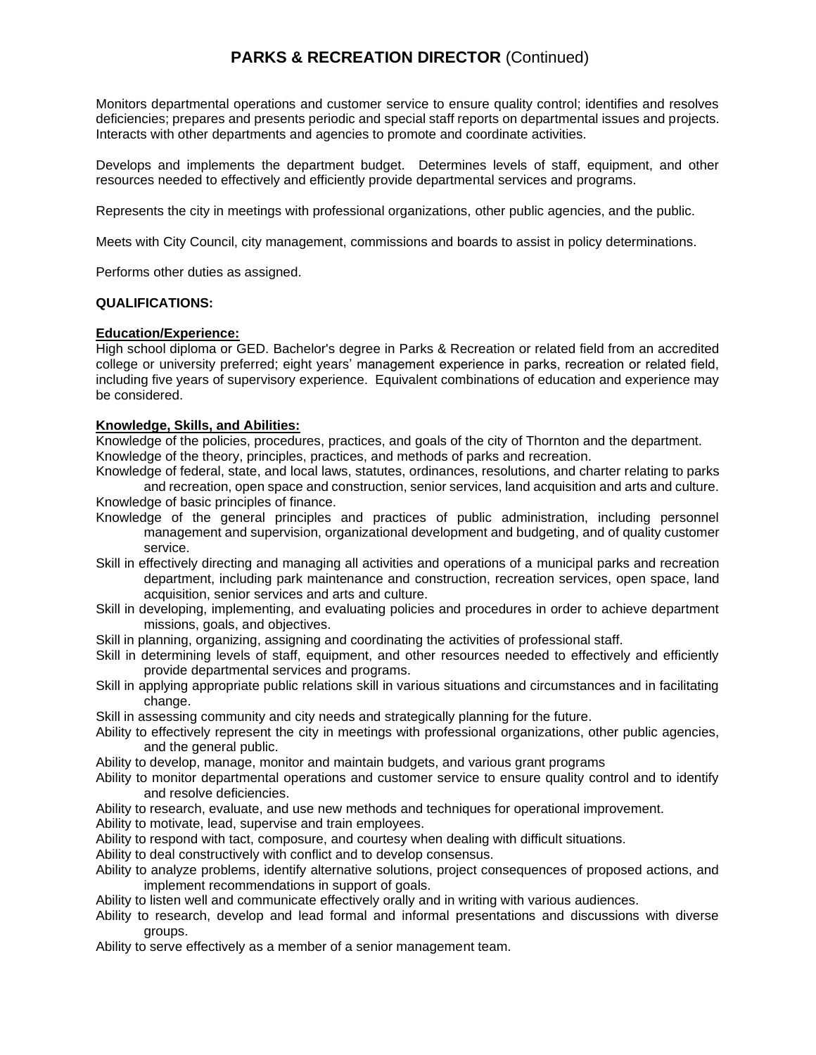# PARKS & RECREATION DIRECTOR (Continued)

Monitors departmental operations and customer service to ensure quality control; identifies and resolves deficiencies; prepares and presents periodic and special staff reports on departmental issues and projects. Interacts with other departments and agencies to promote and coordinate activities.

Develops and implements the department budget. Determines levels of staff, equipment, and other resources needed to effectively and efficiently provide departmental services and programs.

Represents the city in meetings with professional organizations, other public agencies, and the public.

Meets with City Council, city management, commissions and boards to assist in policy determinations.

Performs other duties as assigned.

**QUALIFICATIONS:**

**Education/Experience:**

High school diploma or GED. Bachelor's degree in Parks & Recreation or related field from an accredited college or university preferred; eight years' management experience in parks, recreation or related field, including five years of supervisory experience. Equivalent combinations of education and experience may be considered.

**Knowledge, Skills, and Abilities:**

Knowledge of the policies, procedures, practices, and goals of the city of Thornton and the department.
Knowledge of the theory, principles, practices, and methods of parks and recreation.
Knowledge of federal, state, and local laws, statutes, ordinances, resolutions, and charter relating to parks and recreation, open space and construction, senior services, land acquisition and arts and culture.
Knowledge of basic principles of finance.
Knowledge of the general principles and practices of public administration, including personnel management and supervision, organizational development and budgeting, and of quality customer service.
Skill in effectively directing and managing all activities and operations of a municipal parks and recreation department, including park maintenance and construction, recreation services, open space, land acquisition, senior services and arts and culture.
Skill in developing, implementing, and evaluating policies and procedures in order to achieve department missions, goals, and objectives.
Skill in planning, organizing, assigning and coordinating the activities of professional staff.
Skill in determining levels of staff, equipment, and other resources needed to effectively and efficiently provide departmental services and programs.
Skill in applying appropriate public relations skill in various situations and circumstances and in facilitating change.
Skill in assessing community and city needs and strategically planning for the future.
Ability to effectively represent the city in meetings with professional organizations, other public agencies, and the general public.
Ability to develop, manage, monitor and maintain budgets, and various grant programs
Ability to monitor departmental operations and customer service to ensure quality control and to identify and resolve deficiencies.
Ability to research, evaluate, and use new methods and techniques for operational improvement.
Ability to motivate, lead, supervise and train employees.
Ability to respond with tact, composure, and courtesy when dealing with difficult situations.
Ability to deal constructively with conflict and to develop consensus.
Ability to analyze problems, identify alternative solutions, project consequences of proposed actions, and implement recommendations in support of goals.
Ability to listen well and communicate effectively orally and in writing with various audiences.
Ability to research, develop and lead formal and informal presentations and discussions with diverse groups.
Ability to serve effectively as a member of a senior management team.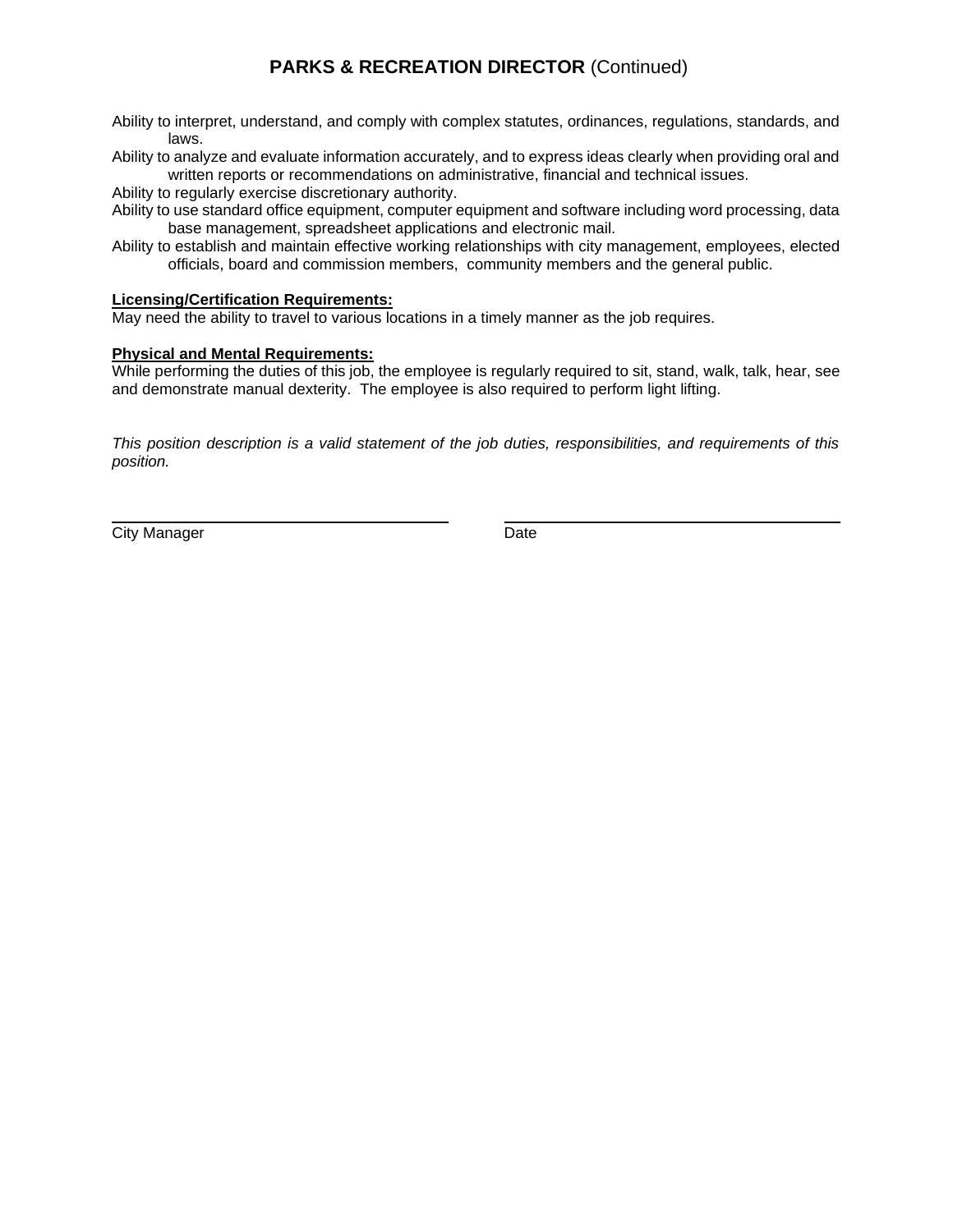## PARKS & RECREATION DIRECTOR (Continued)

Ability to interpret, understand, and comply with complex statutes, ordinances, regulations, standards, and laws.

Ability to analyze and evaluate information accurately, and to express ideas clearly when providing oral and written reports or recommendations on administrative, financial and technical issues.

Ability to regularly exercise discretionary authority.

Ability to use standard office equipment, computer equipment and software including word processing, data base management, spreadsheet applications and electronic mail.

Ability to establish and maintain effective working relationships with city management, employees, elected officials, board and commission members, community members and the general public.

**Licensing/Certification Requirements:**

May need the ability to travel to various locations in a timely manner as the job requires.

**Physical and Mental Requirements:**

While performing the duties of this job, the employee is regularly required to sit, stand, walk, talk, hear, see and demonstrate manual dexterity. The employee is also required to perform light lifting.

*This position description is a valid statement of the job duties, responsibilities, and requirements of this position.*

City Manager ______________________ Date ______________________